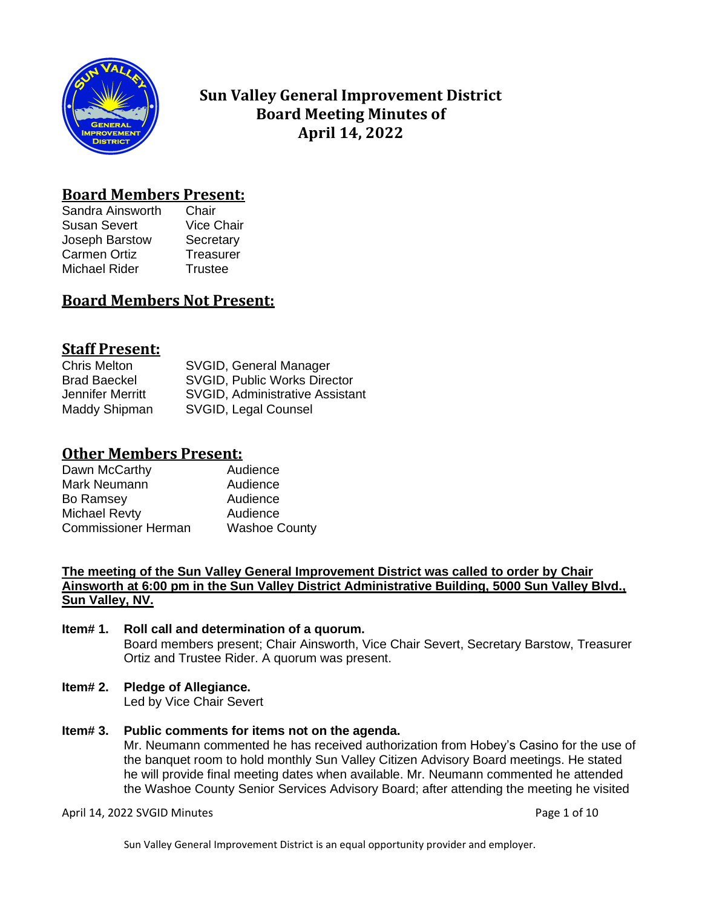# Sun Valley General Improvement District Board Meeting Minutes of April 14, 2022

## Board Members Present:

| | |
|---|---|
| Sandra Ainsworth | Chair |
| Susan Severt | Vice Chair |
| Joseph Barstow | Secretary |
| Carmen Ortiz | Treasurer |
| Michael Rider | Trustee |

## Board Members Not Present:

## Staff Present:

| | |
|---|---|
| Chris Melton | SVGID, General Manager |
| Brad Baeckel | SVGID, Public Works Director |
| Jennifer Merritt | SVGID, Administrative Assistant |
| Maddy Shipman | SVGID, Legal Counsel |

## Other Members Present:

| | |
|---|---|
| Dawn McCarthy | Audience |
| Mark Neumann | Audience |
| Bo Ramsey | Audience |
| Michael Revty | Audience |
| Commissioner Herman | Washoe County |

**The meeting of the Sun Valley General Improvement District was called to order by Chair Ainsworth at 6:00 pm in the Sun Valley District Administrative Building, 5000 Sun Valley Blvd., Sun Valley, NV.**

**Item# 1. Roll call and determination of a quorum.**
Board members present; Chair Ainsworth, Vice Chair Severt, Secretary Barstow, Treasurer Ortiz and Trustee Rider. A quorum was present.

**Item# 2. Pledge of Allegiance.**
Led by Vice Chair Severt

**Item# 3. Public comments for items not on the agenda.**
Mr. Neumann commented he has received authorization from Hobey's Casino for the use of the banquet room to hold monthly Sun Valley Citizen Advisory Board meetings. He stated he will provide final meeting dates when available. Mr. Neumann commented he attended the Washoe County Senior Services Advisory Board; after attending the meeting he visited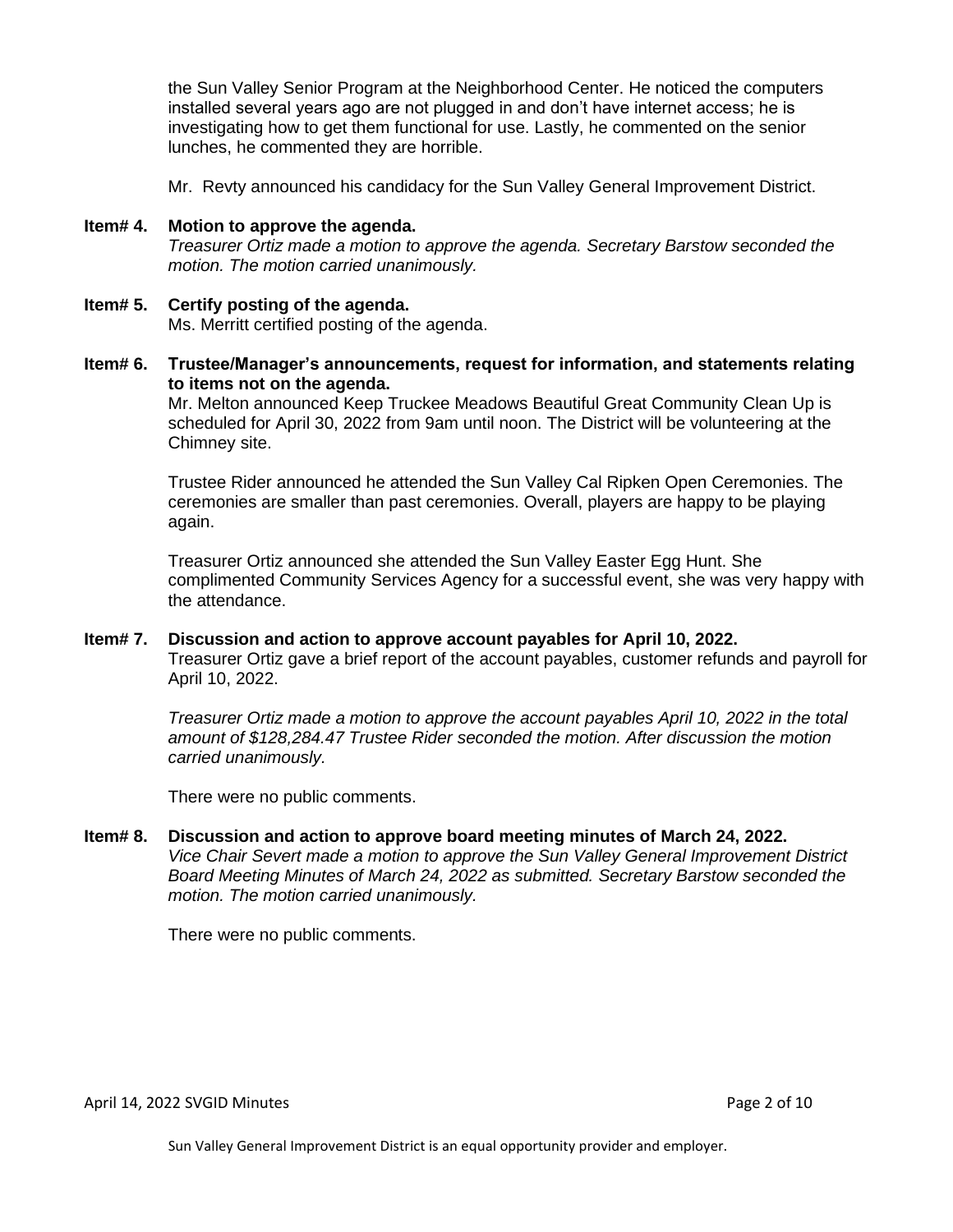the Sun Valley Senior Program at the Neighborhood Center. He noticed the computers installed several years ago are not plugged in and don't have internet access; he is investigating how to get them functional for use. Lastly, he commented on the senior lunches, he commented they are horrible.

Mr. Revty announced his candidacy for the Sun Valley General Improvement District.

**Item# 4. Motion to approve the agenda.**

*Treasurer Ortiz made a motion to approve the agenda. Secretary Barstow seconded the motion. The motion carried unanimously.*

**Item# 5. Certify posting of the agenda.**

Ms. Merritt certified posting of the agenda.

**Item# 6. Trustee/Manager's announcements, request for information, and statements relating to items not on the agenda.**

Mr. Melton announced Keep Truckee Meadows Beautiful Great Community Clean Up is scheduled for April 30, 2022 from 9am until noon. The District will be volunteering at the Chimney site.

Trustee Rider announced he attended the Sun Valley Cal Ripken Open Ceremonies. The ceremonies are smaller than past ceremonies. Overall, players are happy to be playing again.

Treasurer Ortiz announced she attended the Sun Valley Easter Egg Hunt. She complimented Community Services Agency for a successful event, she was very happy with the attendance.

**Item# 7. Discussion and action to approve account payables for April 10, 2022.**

Treasurer Ortiz gave a brief report of the account payables, customer refunds and payroll for April 10, 2022.

*Treasurer Ortiz made a motion to approve the account payables April 10, 2022 in the total amount of $128,284.47 Trustee Rider seconded the motion. After discussion the motion carried unanimously.*

There were no public comments.

**Item# 8. Discussion and action to approve board meeting minutes of March 24, 2022.**

*Vice Chair Severt made a motion to approve the Sun Valley General Improvement District Board Meeting Minutes of March 24, 2022 as submitted. Secretary Barstow seconded the motion. The motion carried unanimously.*

There were no public comments.

Sun Valley General Improvement District is an equal opportunity provider and employer.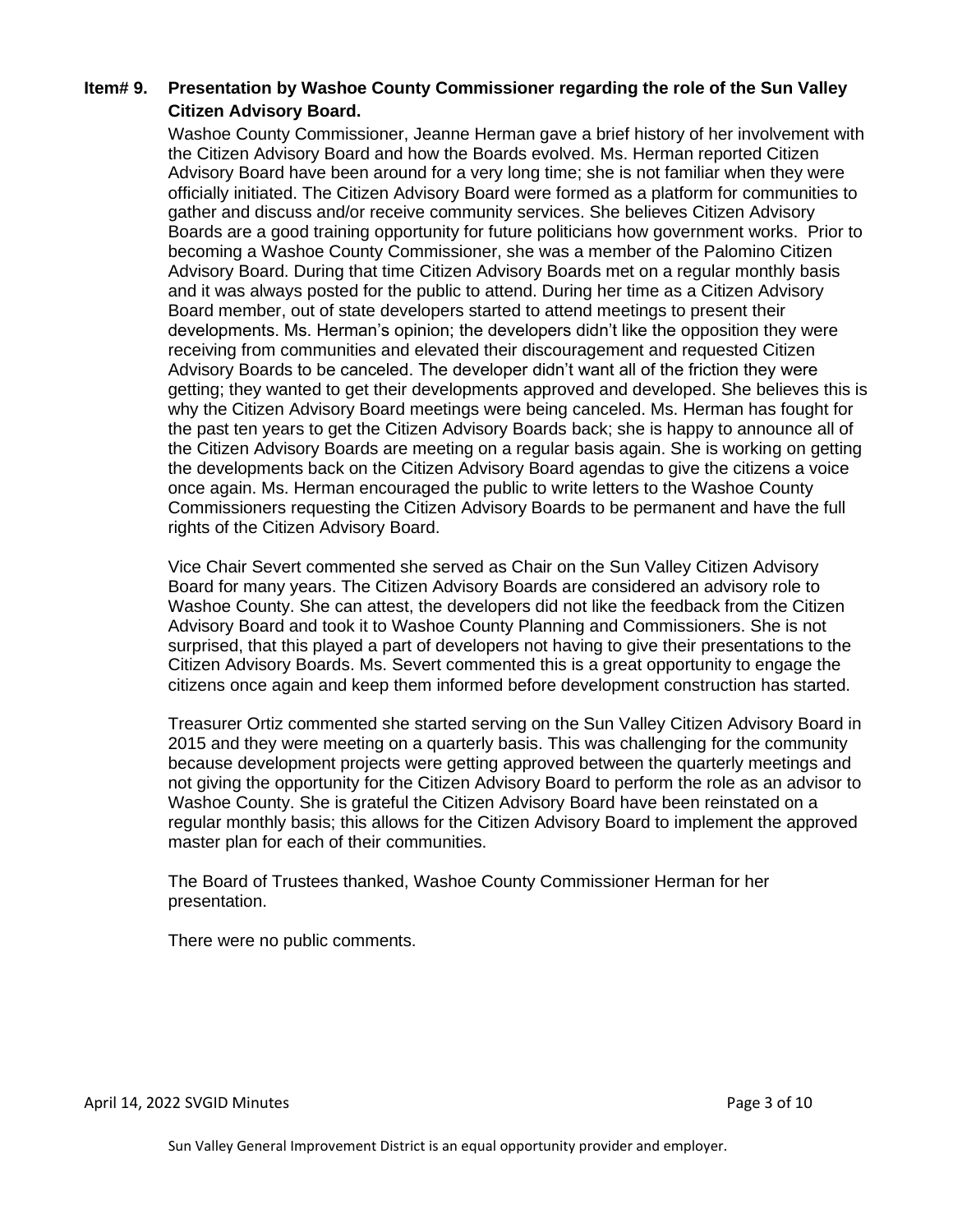**Item# 9. Presentation by Washoe County Commissioner regarding the role of the Sun Valley Citizen Advisory Board.**

Washoe County Commissioner, Jeanne Herman gave a brief history of her involvement with the Citizen Advisory Board and how the Boards evolved. Ms. Herman reported Citizen Advisory Board have been around for a very long time; she is not familiar when they were officially initiated. The Citizen Advisory Board were formed as a platform for communities to gather and discuss and/or receive community services. She believes Citizen Advisory Boards are a good training opportunity for future politicians how government works. Prior to becoming a Washoe County Commissioner, she was a member of the Palomino Citizen Advisory Board. During that time Citizen Advisory Boards met on a regular monthly basis and it was always posted for the public to attend. During her time as a Citizen Advisory Board member, out of state developers started to attend meetings to present their developments. Ms. Herman's opinion; the developers didn't like the opposition they were receiving from communities and elevated their discouragement and requested Citizen Advisory Boards to be canceled. The developer didn't want all of the friction they were getting; they wanted to get their developments approved and developed. She believes this is why the Citizen Advisory Board meetings were being canceled. Ms. Herman has fought for the past ten years to get the Citizen Advisory Boards back; she is happy to announce all of the Citizen Advisory Boards are meeting on a regular basis again. She is working on getting the developments back on the Citizen Advisory Board agendas to give the citizens a voice once again. Ms. Herman encouraged the public to write letters to the Washoe County Commissioners requesting the Citizen Advisory Boards to be permanent and have the full rights of the Citizen Advisory Board.

Vice Chair Severt commented she served as Chair on the Sun Valley Citizen Advisory Board for many years. The Citizen Advisory Boards are considered an advisory role to Washoe County. She can attest, the developers did not like the feedback from the Citizen Advisory Board and took it to Washoe County Planning and Commissioners. She is not surprised, that this played a part of developers not having to give their presentations to the Citizen Advisory Boards. Ms. Severt commented this is a great opportunity to engage the citizens once again and keep them informed before development construction has started.

Treasurer Ortiz commented she started serving on the Sun Valley Citizen Advisory Board in 2015 and they were meeting on a quarterly basis. This was challenging for the community because development projects were getting approved between the quarterly meetings and not giving the opportunity for the Citizen Advisory Board to perform the role as an advisor to Washoe County. She is grateful the Citizen Advisory Board have been reinstated on a regular monthly basis; this allows for the Citizen Advisory Board to implement the approved master plan for each of their communities.

The Board of Trustees thanked, Washoe County Commissioner Herman for her presentation.

There were no public comments.

Sun Valley General Improvement District is an equal opportunity provider and employer.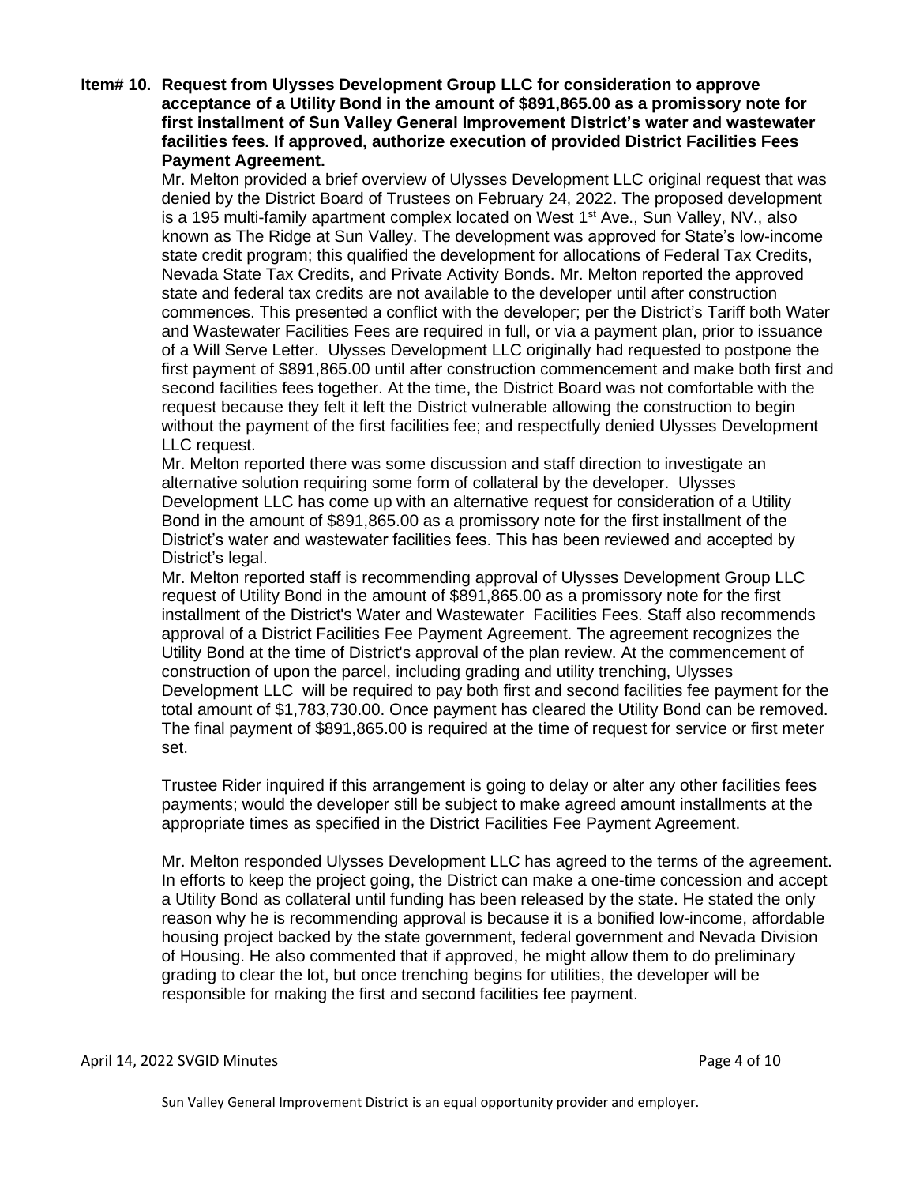**Item# 10. Request from Ulysses Development Group LLC for consideration to approve acceptance of a Utility Bond in the amount of $891,865.00 as a promissory note for first installment of Sun Valley General Improvement District's water and wastewater facilities fees. If approved, authorize execution of provided District Facilities Fees Payment Agreement.**

Mr. Melton provided a brief overview of Ulysses Development LLC original request that was denied by the District Board of Trustees on February 24, 2022. The proposed development is a 195 multi-family apartment complex located on West 1st Ave., Sun Valley, NV., also known as The Ridge at Sun Valley. The development was approved for State's low-income state credit program; this qualified the development for allocations of Federal Tax Credits, Nevada State Tax Credits, and Private Activity Bonds. Mr. Melton reported the approved state and federal tax credits are not available to the developer until after construction commences. This presented a conflict with the developer; per the District's Tariff both Water and Wastewater Facilities Fees are required in full, or via a payment plan, prior to issuance of a Will Serve Letter. Ulysses Development LLC originally had requested to postpone the first payment of $891,865.00 until after construction commencement and make both first and second facilities fees together. At the time, the District Board was not comfortable with the request because they felt it left the District vulnerable allowing the construction to begin without the payment of the first facilities fee; and respectfully denied Ulysses Development LLC request.

Mr. Melton reported there was some discussion and staff direction to investigate an alternative solution requiring some form of collateral by the developer. Ulysses Development LLC has come up with an alternative request for consideration of a Utility Bond in the amount of $891,865.00 as a promissory note for the first installment of the District's water and wastewater facilities fees. This has been reviewed and accepted by District's legal.

Mr. Melton reported staff is recommending approval of Ulysses Development Group LLC request of Utility Bond in the amount of $891,865.00 as a promissory note for the first installment of the District's Water and Wastewater Facilities Fees. Staff also recommends approval of a District Facilities Fee Payment Agreement. The agreement recognizes the Utility Bond at the time of District's approval of the plan review. At the commencement of construction of upon the parcel, including grading and utility trenching, Ulysses Development LLC will be required to pay both first and second facilities fee payment for the total amount of $1,783,730.00. Once payment has cleared the Utility Bond can be removed. The final payment of $891,865.00 is required at the time of request for service or first meter set.

Trustee Rider inquired if this arrangement is going to delay or alter any other facilities fees payments; would the developer still be subject to make agreed amount installments at the appropriate times as specified in the District Facilities Fee Payment Agreement.

Mr. Melton responded Ulysses Development LLC has agreed to the terms of the agreement. In efforts to keep the project going, the District can make a one-time concession and accept a Utility Bond as collateral until funding has been released by the state. He stated the only reason why he is recommending approval is because it is a bonified low-income, affordable housing project backed by the state government, federal government and Nevada Division of Housing. He also commented that if approved, he might allow them to do preliminary grading to clear the lot, but once trenching begins for utilities, the developer will be responsible for making the first and second facilities fee payment.

Sun Valley General Improvement District is an equal opportunity provider and employer.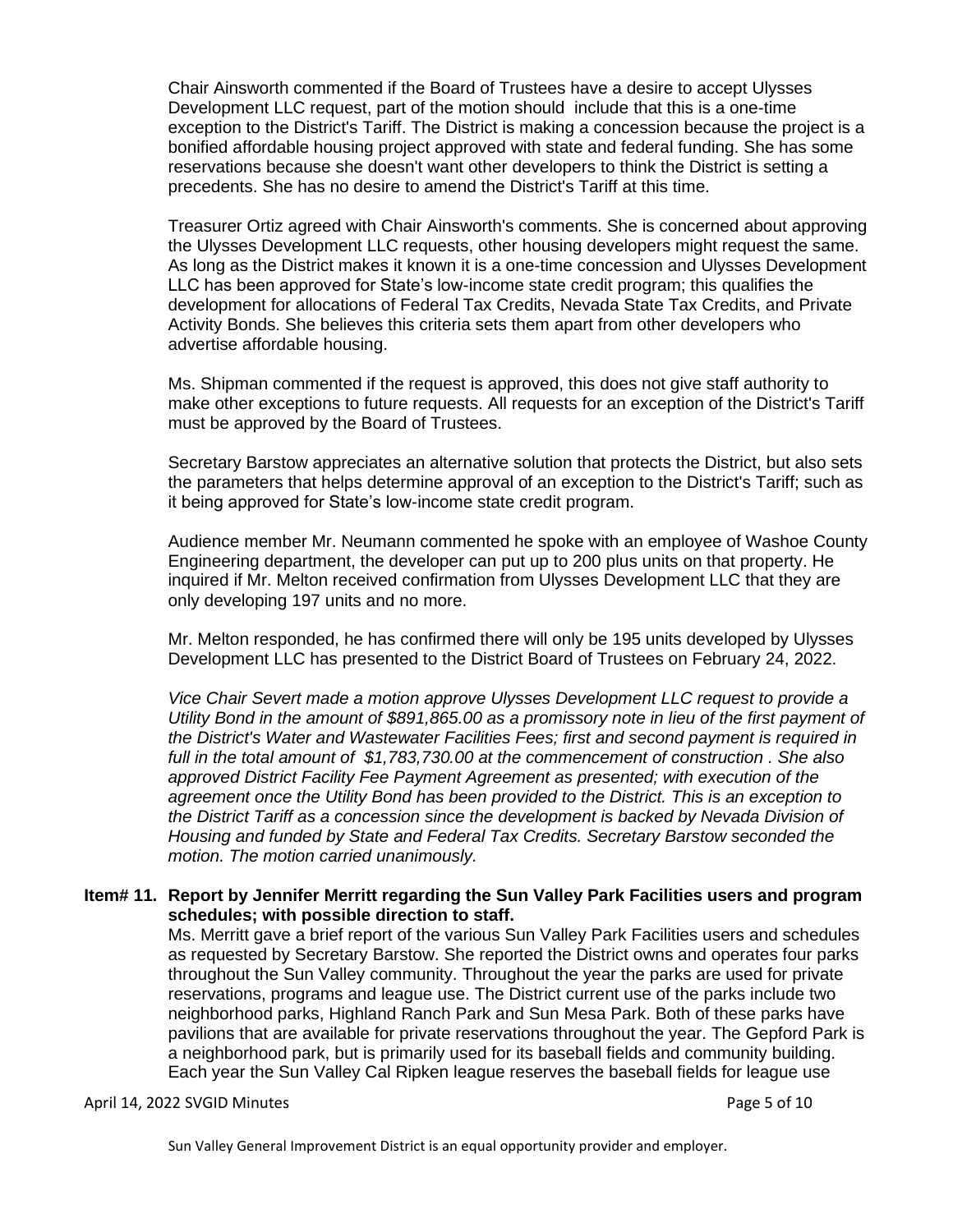Chair Ainsworth commented if the Board of Trustees have a desire to accept Ulysses Development LLC request, part of the motion should include that this is a one-time exception to the District's Tariff. The District is making a concession because the project is a bonified affordable housing project approved with state and federal funding. She has some reservations because she doesn't want other developers to think the District is setting a precedents. She has no desire to amend the District's Tariff at this time.

Treasurer Ortiz agreed with Chair Ainsworth's comments. She is concerned about approving the Ulysses Development LLC requests, other housing developers might request the same. As long as the District makes it known it is a one-time concession and Ulysses Development LLC has been approved for State's low-income state credit program; this qualifies the development for allocations of Federal Tax Credits, Nevada State Tax Credits, and Private Activity Bonds. She believes this criteria sets them apart from other developers who advertise affordable housing.

Ms. Shipman commented if the request is approved, this does not give staff authority to make other exceptions to future requests. All requests for an exception of the District's Tariff must be approved by the Board of Trustees.

Secretary Barstow appreciates an alternative solution that protects the District, but also sets the parameters that helps determine approval of an exception to the District's Tariff; such as it being approved for State's low-income state credit program.

Audience member Mr. Neumann commented he spoke with an employee of Washoe County Engineering department, the developer can put up to 200 plus units on that property. He inquired if Mr. Melton received confirmation from Ulysses Development LLC that they are only developing 197 units and no more.

Mr. Melton responded, he has confirmed there will only be 195 units developed by Ulysses Development LLC has presented to the District Board of Trustees on February 24, 2022.

*Vice Chair Severt made a motion approve Ulysses Development LLC request to provide a Utility Bond in the amount of $891,865.00 as a promissory note in lieu of the first payment of the District's Water and Wastewater Facilities Fees; first and second payment is required in full in the total amount of $1,783,730.00 at the commencement of construction . She also approved District Facility Fee Payment Agreement as presented; with execution of the agreement once the Utility Bond has been provided to the District. This is an exception to the District Tariff as a concession since the development is backed by Nevada Division of Housing and funded by State and Federal Tax Credits. Secretary Barstow seconded the motion. The motion carried unanimously.*

**Item# 11. Report by Jennifer Merritt regarding the Sun Valley Park Facilities users and program schedules; with possible direction to staff.**

Ms. Merritt gave a brief report of the various Sun Valley Park Facilities users and schedules as requested by Secretary Barstow. She reported the District owns and operates four parks throughout the Sun Valley community. Throughout the year the parks are used for private reservations, programs and league use. The District current use of the parks include two neighborhood parks, Highland Ranch Park and Sun Mesa Park. Both of these parks have pavilions that are available for private reservations throughout the year. The Gepford Park is a neighborhood park, but is primarily used for its baseball fields and community building. Each year the Sun Valley Cal Ripken league reserves the baseball fields for league use

Sun Valley General Improvement District is an equal opportunity provider and employer.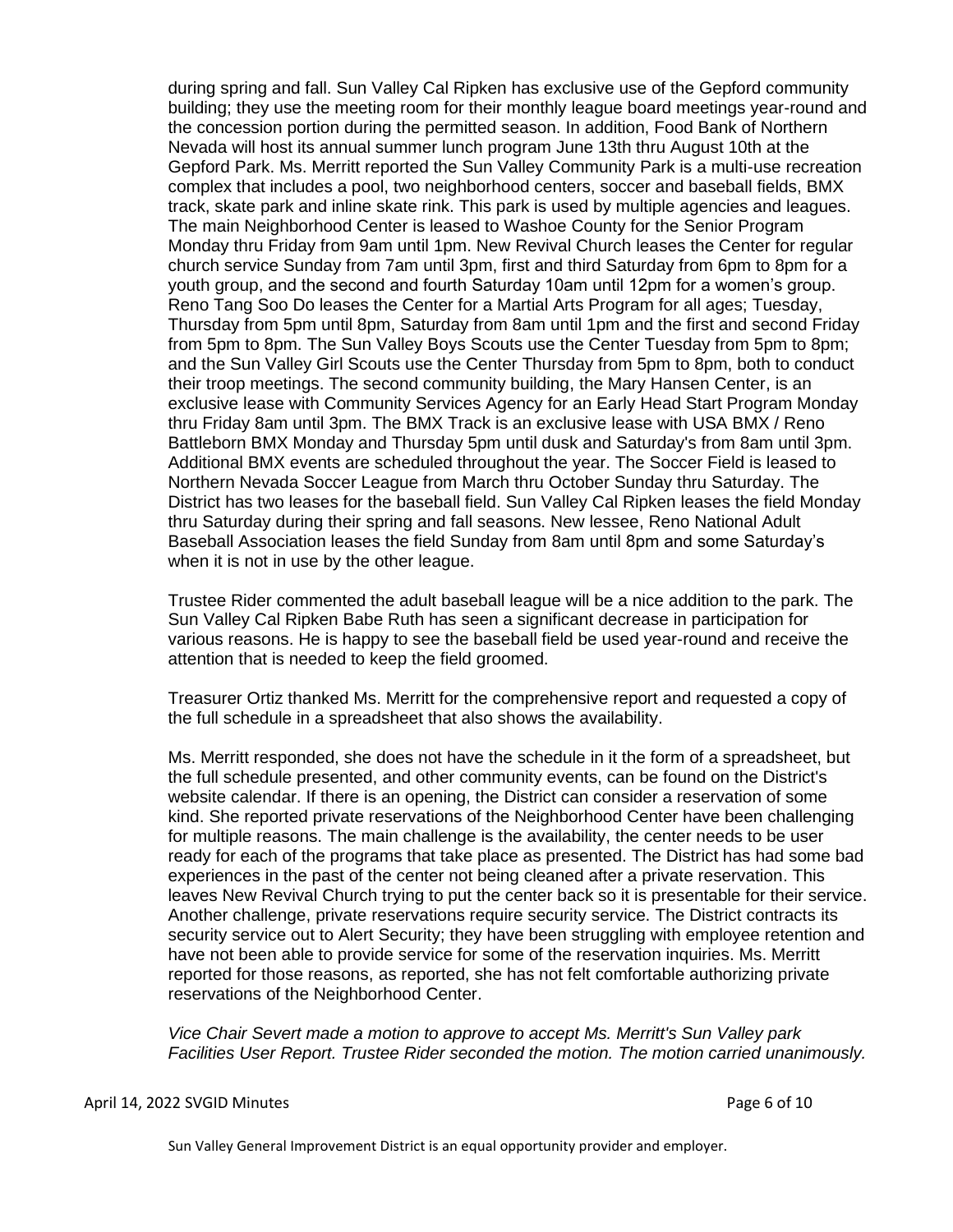during spring and fall. Sun Valley Cal Ripken has exclusive use of the Gepford community building; they use the meeting room for their monthly league board meetings year-round and the concession portion during the permitted season. In addition, Food Bank of Northern Nevada will host its annual summer lunch program June 13th thru August 10th at the Gepford Park. Ms. Merritt reported the Sun Valley Community Park is a multi-use recreation complex that includes a pool, two neighborhood centers, soccer and baseball fields, BMX track, skate park and inline skate rink. This park is used by multiple agencies and leagues. The main Neighborhood Center is leased to Washoe County for the Senior Program Monday thru Friday from 9am until 1pm. New Revival Church leases the Center for regular church service Sunday from 7am until 3pm, first and third Saturday from 6pm to 8pm for a youth group, and the second and fourth Saturday 10am until 12pm for a women's group. Reno Tang Soo Do leases the Center for a Martial Arts Program for all ages; Tuesday, Thursday from 5pm until 8pm, Saturday from 8am until 1pm and the first and second Friday from 5pm to 8pm. The Sun Valley Boys Scouts use the Center Tuesday from 5pm to 8pm; and the Sun Valley Girl Scouts use the Center Thursday from 5pm to 8pm, both to conduct their troop meetings. The second community building, the Mary Hansen Center, is an exclusive lease with Community Services Agency for an Early Head Start Program Monday thru Friday 8am until 3pm. The BMX Track is an exclusive lease with USA BMX / Reno Battleborn BMX Monday and Thursday 5pm until dusk and Saturday's from 8am until 3pm. Additional BMX events are scheduled throughout the year. The Soccer Field is leased to Northern Nevada Soccer League from March thru October Sunday thru Saturday. The District has two leases for the baseball field. Sun Valley Cal Ripken leases the field Monday thru Saturday during their spring and fall seasons. New lessee, Reno National Adult Baseball Association leases the field Sunday from 8am until 8pm and some Saturday's when it is not in use by the other league.

Trustee Rider commented the adult baseball league will be a nice addition to the park. The Sun Valley Cal Ripken Babe Ruth has seen a significant decrease in participation for various reasons. He is happy to see the baseball field be used year-round and receive the attention that is needed to keep the field groomed.

Treasurer Ortiz thanked Ms. Merritt for the comprehensive report and requested a copy of the full schedule in a spreadsheet that also shows the availability.

Ms. Merritt responded, she does not have the schedule in it the form of a spreadsheet, but the full schedule presented, and other community events, can be found on the District's website calendar. If there is an opening, the District can consider a reservation of some kind. She reported private reservations of the Neighborhood Center have been challenging for multiple reasons. The main challenge is the availability, the center needs to be user ready for each of the programs that take place as presented. The District has had some bad experiences in the past of the center not being cleaned after a private reservation. This leaves New Revival Church trying to put the center back so it is presentable for their service. Another challenge, private reservations require security service. The District contracts its security service out to Alert Security; they have been struggling with employee retention and have not been able to provide service for some of the reservation inquiries. Ms. Merritt reported for those reasons, as reported, she has not felt comfortable authorizing private reservations of the Neighborhood Center.

*Vice Chair Severt made a motion to approve to accept Ms. Merritt's Sun Valley park Facilities User Report. Trustee Rider seconded the motion. The motion carried unanimously.*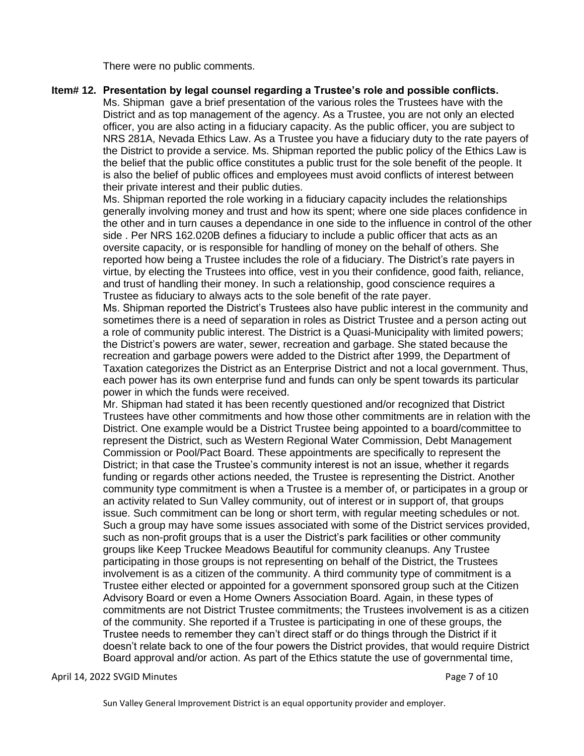There were no public comments.

**Item# 12. Presentation by legal counsel regarding a Trustee's role and possible conflicts.**

Ms. Shipman gave a brief presentation of the various roles the Trustees have with the District and as top management of the agency. As a Trustee, you are not only an elected officer, you are also acting in a fiduciary capacity. As the public officer, you are subject to NRS 281A, Nevada Ethics Law. As a Trustee you have a fiduciary duty to the rate payers of the District to provide a service. Ms. Shipman reported the public policy of the Ethics Law is the belief that the public office constitutes a public trust for the sole benefit of the people. It is also the belief of public offices and employees must avoid conflicts of interest between their private interest and their public duties.

Ms. Shipman reported the role working in a fiduciary capacity includes the relationships generally involving money and trust and how its spent; where one side places confidence in the other and in turn causes a dependance in one side to the influence in control of the other side . Per NRS 162.020B defines a fiduciary to include a public officer that acts as an oversite capacity, or is responsible for handling of money on the behalf of others. She reported how being a Trustee includes the role of a fiduciary. The District's rate payers in virtue, by electing the Trustees into office, vest in you their confidence, good faith, reliance, and trust of handling their money. In such a relationship, good conscience requires a Trustee as fiduciary to always acts to the sole benefit of the rate payer.

Ms. Shipman reported the District's Trustees also have public interest in the community and sometimes there is a need of separation in roles as District Trustee and a person acting out a role of community public interest. The District is a Quasi-Municipality with limited powers; the District's powers are water, sewer, recreation and garbage. She stated because the recreation and garbage powers were added to the District after 1999, the Department of Taxation categorizes the District as an Enterprise District and not a local government. Thus, each power has its own enterprise fund and funds can only be spent towards its particular power in which the funds were received.

Mr. Shipman had stated it has been recently questioned and/or recognized that District Trustees have other commitments and how those other commitments are in relation with the District. One example would be a District Trustee being appointed to a board/committee to represent the District, such as Western Regional Water Commission, Debt Management Commission or Pool/Pact Board. These appointments are specifically to represent the District; in that case the Trustee's community interest is not an issue, whether it regards funding or regards other actions needed, the Trustee is representing the District. Another community type commitment is when a Trustee is a member of, or participates in a group or an activity related to Sun Valley community, out of interest or in support of, that groups issue. Such commitment can be long or short term, with regular meeting schedules or not. Such a group may have some issues associated with some of the District services provided, such as non-profit groups that is a user the District's park facilities or other community groups like Keep Truckee Meadows Beautiful for community cleanups. Any Trustee participating in those groups is not representing on behalf of the District, the Trustees involvement is as a citizen of the community. A third community type of commitment is a Trustee either elected or appointed for a government sponsored group such at the Citizen Advisory Board or even a Home Owners Association Board. Again, in these types of commitments are not District Trustee commitments; the Trustees involvement is as a citizen of the community. She reported if a Trustee is participating in one of these groups, the Trustee needs to remember they can't direct staff or do things through the District if it doesn't relate back to one of the four powers the District provides, that would require District Board approval and/or action. As part of the Ethics statute the use of governmental time,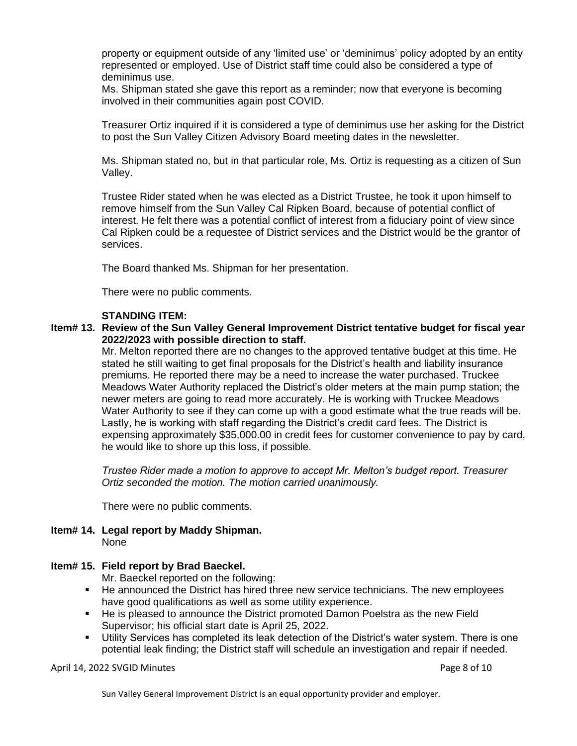property or equipment outside of any 'limited use' or 'deminimus' policy adopted by an entity represented or employed. Use of District staff time could also be considered a type of deminimus use.
Ms. Shipman stated she gave this report as a reminder; now that everyone is becoming involved in their communities again post COVID.

Treasurer Ortiz inquired if it is considered a type of deminimus use her asking for the District to post the Sun Valley Citizen Advisory Board meeting dates in the newsletter.

Ms. Shipman stated no, but in that particular role, Ms. Ortiz is requesting as a citizen of Sun Valley.

Trustee Rider stated when he was elected as a District Trustee, he took it upon himself to remove himself from the Sun Valley Cal Ripken Board, because of potential conflict of interest. He felt there was a potential conflict of interest from a fiduciary point of view since Cal Ripken could be a requestee of District services and the District would be the grantor of services.

The Board thanked Ms. Shipman for her presentation.

There were no public comments.

**STANDING ITEM:**

**Item# 13. Review of the Sun Valley General Improvement District tentative budget for fiscal year 2022/2023 with possible direction to staff.**

Mr. Melton reported there are no changes to the approved tentative budget at this time. He stated he still waiting to get final proposals for the District's health and liability insurance premiums. He reported there may be a need to increase the water purchased. Truckee Meadows Water Authority replaced the District's older meters at the main pump station; the newer meters are going to read more accurately. He is working with Truckee Meadows Water Authority to see if they can come up with a good estimate what the true reads will be. Lastly, he is working with staff regarding the District's credit card fees. The District is expensing approximately $35,000.00 in credit fees for customer convenience to pay by card, he would like to shore up this loss, if possible.

*Trustee Rider made a motion to approve to accept Mr. Melton's budget report. Treasurer Ortiz seconded the motion. The motion carried unanimously.*

There were no public comments.

**Item# 14. Legal report by Maddy Shipman.**
None

**Item# 15. Field report by Brad Baeckel.**
Mr. Baeckel reported on the following:

- He announced the District has hired three new service technicians. The new employees have good qualifications as well as some utility experience.
- He is pleased to announce the District promoted Damon Poelstra as the new Field Supervisor; his official start date is April 25, 2022.
- Utility Services has completed its leak detection of the District's water system. There is one potential leak finding; the District staff will schedule an investigation and repair if needed.

Sun Valley General Improvement District is an equal opportunity provider and employer.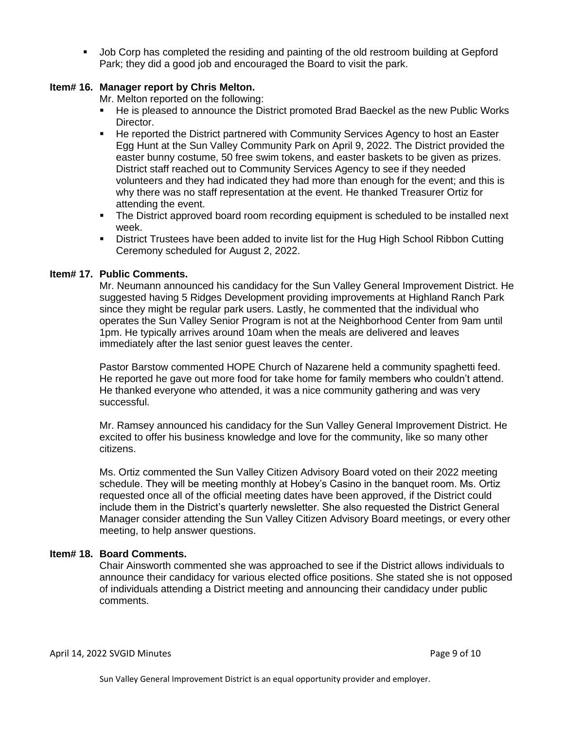- Job Corp has completed the residing and painting of the old restroom building at Gepford Park; they did a good job and encouraged the Board to visit the park.

**Item# 16. Manager report by Chris Melton.**

Mr. Melton reported on the following:

- He is pleased to announce the District promoted Brad Baeckel as the new Public Works Director.
- He reported the District partnered with Community Services Agency to host an Easter Egg Hunt at the Sun Valley Community Park on April 9, 2022. The District provided the easter bunny costume, 50 free swim tokens, and easter baskets to be given as prizes. District staff reached out to Community Services Agency to see if they needed volunteers and they had indicated they had more than enough for the event; and this is why there was no staff representation at the event. He thanked Treasurer Ortiz for attending the event.
- The District approved board room recording equipment is scheduled to be installed next week.
- District Trustees have been added to invite list for the Hug High School Ribbon Cutting Ceremony scheduled for August 2, 2022.

**Item# 17. Public Comments.**

Mr. Neumann announced his candidacy for the Sun Valley General Improvement District. He suggested having 5 Ridges Development providing improvements at Highland Ranch Park since they might be regular park users. Lastly, he commented that the individual who operates the Sun Valley Senior Program is not at the Neighborhood Center from 9am until 1pm. He typically arrives around 10am when the meals are delivered and leaves immediately after the last senior guest leaves the center.

Pastor Barstow commented HOPE Church of Nazarene held a community spaghetti feed. He reported he gave out more food for take home for family members who couldn't attend. He thanked everyone who attended, it was a nice community gathering and was very successful.

Mr. Ramsey announced his candidacy for the Sun Valley General Improvement District. He excited to offer his business knowledge and love for the community, like so many other citizens.

Ms. Ortiz commented the Sun Valley Citizen Advisory Board voted on their 2022 meeting schedule. They will be meeting monthly at Hobey's Casino in the banquet room. Ms. Ortiz requested once all of the official meeting dates have been approved, if the District could include them in the District's quarterly newsletter. She also requested the District General Manager consider attending the Sun Valley Citizen Advisory Board meetings, or every other meeting, to help answer questions.

**Item# 18. Board Comments.**

Chair Ainsworth commented she was approached to see if the District allows individuals to announce their candidacy for various elected office positions. She stated she is not opposed of individuals attending a District meeting and announcing their candidacy under public comments.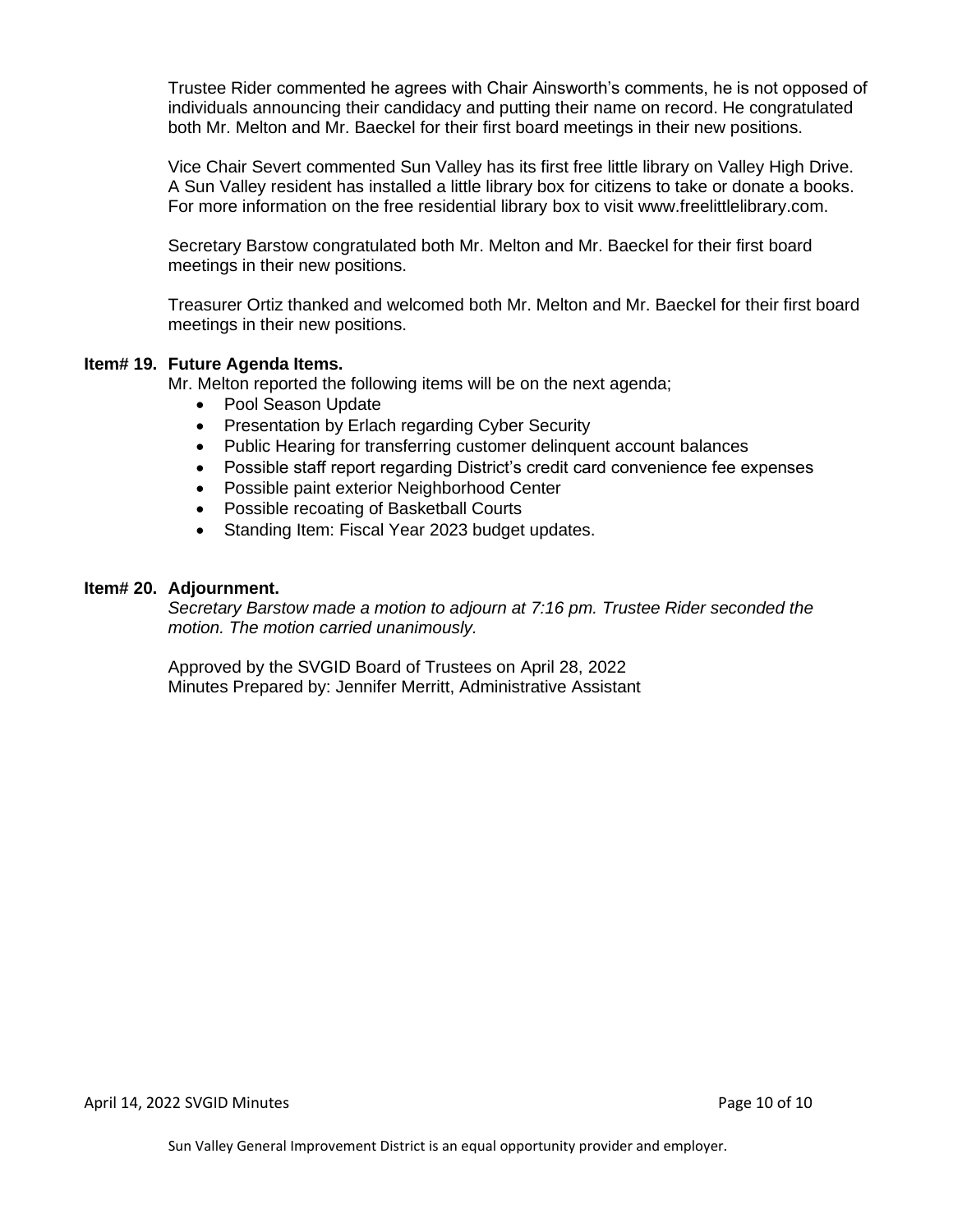Trustee Rider commented he agrees with Chair Ainsworth's comments, he is not opposed of individuals announcing their candidacy and putting their name on record. He congratulated both Mr. Melton and Mr. Baeckel for their first board meetings in their new positions.

Vice Chair Severt commented Sun Valley has its first free little library on Valley High Drive. A Sun Valley resident has installed a little library box for citizens to take or donate a books. For more information on the free residential library box to visit www.freelittlelibrary.com.

Secretary Barstow congratulated both Mr. Melton and Mr. Baeckel for their first board meetings in their new positions.

Treasurer Ortiz thanked and welcomed both Mr. Melton and Mr. Baeckel for their first board meetings in their new positions.

**Item# 19. Future Agenda Items.**

Mr. Melton reported the following items will be on the next agenda;

- Pool Season Update
- Presentation by Erlach regarding Cyber Security
- Public Hearing for transferring customer delinquent account balances
- Possible staff report regarding District's credit card convenience fee expenses
- Possible paint exterior Neighborhood Center
- Possible recoating of Basketball Courts
- Standing Item: Fiscal Year 2023 budget updates.

**Item# 20. Adjournment.**

*Secretary Barstow made a motion to adjourn at 7:16 pm. Trustee Rider seconded the motion. The motion carried unanimously.*

Approved by the SVGID Board of Trustees on April 28, 2022
Minutes Prepared by: Jennifer Merritt, Administrative Assistant